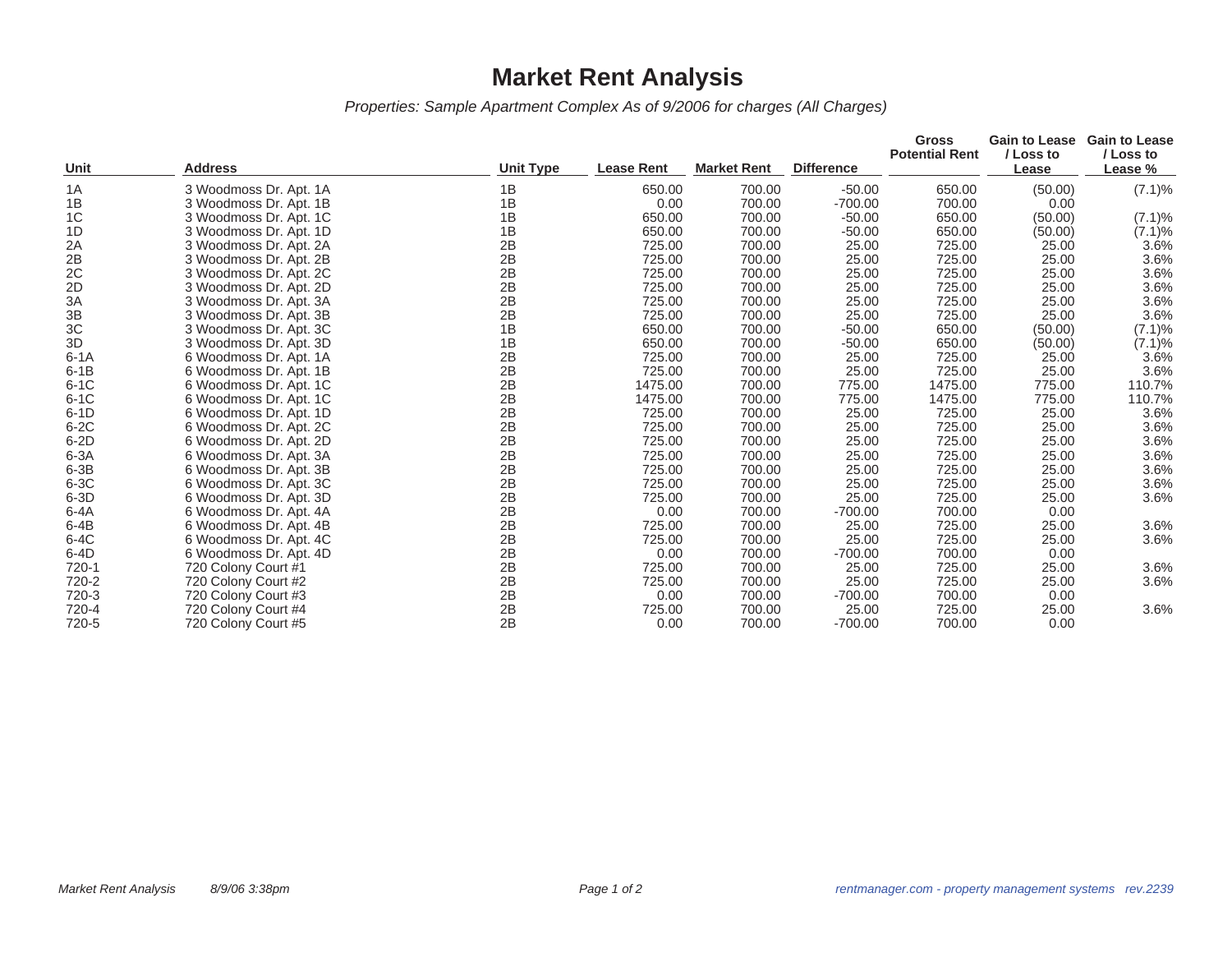# Market Rent Analysis

*Properties: Sample Apartment Complex As of 9/2006 for charges (All Charges)*

| Unit | Address | Unit Type | Lease Rent | Market Rent | Difference | Gross Potential Rent | Gain to Lease / Loss to Lease | Gain to Lease / Loss to Lease % |
|---|---|---|---|---|---|---|---|---|
| 1A | 3 Woodmoss Dr. Apt. 1A | 1B | 650.00 | 700.00 | -50.00 | 650.00 | (50.00) | (7.1)% |
| 1B | 3 Woodmoss Dr. Apt. 1B | 1B | 0.00 | 700.00 | -700.00 | 700.00 | 0.00 | |
| 1C | 3 Woodmoss Dr. Apt. 1C | 1B | 650.00 | 700.00 | -50.00 | 650.00 | (50.00) | (7.1)% |
| 1D | 3 Woodmoss Dr. Apt. 1D | 1B | 650.00 | 700.00 | -50.00 | 650.00 | (50.00) | (7.1)% |
| 2A | 3 Woodmoss Dr. Apt. 2A | 2B | 725.00 | 700.00 | 25.00 | 725.00 | 25.00 | 3.6% |
| 2B | 3 Woodmoss Dr. Apt. 2B | 2B | 725.00 | 700.00 | 25.00 | 725.00 | 25.00 | 3.6% |
| 2C | 3 Woodmoss Dr. Apt. 2C | 2B | 725.00 | 700.00 | 25.00 | 725.00 | 25.00 | 3.6% |
| 2D | 3 Woodmoss Dr. Apt. 2D | 2B | 725.00 | 700.00 | 25.00 | 725.00 | 25.00 | 3.6% |
| 3A | 3 Woodmoss Dr. Apt. 3A | 2B | 725.00 | 700.00 | 25.00 | 725.00 | 25.00 | 3.6% |
| 3B | 3 Woodmoss Dr. Apt. 3B | 2B | 725.00 | 700.00 | 25.00 | 725.00 | 25.00 | 3.6% |
| 3C | 3 Woodmoss Dr. Apt. 3C | 1B | 650.00 | 700.00 | -50.00 | 650.00 | (50.00) | (7.1)% |
| 3D | 3 Woodmoss Dr. Apt. 3D | 1B | 650.00 | 700.00 | -50.00 | 650.00 | (50.00) | (7.1)% |
| 6-1A | 6 Woodmoss Dr. Apt. 1A | 2B | 725.00 | 700.00 | 25.00 | 725.00 | 25.00 | 3.6% |
| 6-1B | 6 Woodmoss Dr. Apt. 1B | 2B | 725.00 | 700.00 | 25.00 | 725.00 | 25.00 | 3.6% |
| 6-1C | 6 Woodmoss Dr. Apt. 1C | 2B | 1475.00 | 700.00 | 775.00 | 1475.00 | 775.00 | 110.7% |
| 6-1C | 6 Woodmoss Dr. Apt. 1C | 2B | 1475.00 | 700.00 | 775.00 | 1475.00 | 775.00 | 110.7% |
| 6-1D | 6 Woodmoss Dr. Apt. 1D | 2B | 725.00 | 700.00 | 25.00 | 725.00 | 25.00 | 3.6% |
| 6-2C | 6 Woodmoss Dr. Apt. 2C | 2B | 725.00 | 700.00 | 25.00 | 725.00 | 25.00 | 3.6% |
| 6-2D | 6 Woodmoss Dr. Apt. 2D | 2B | 725.00 | 700.00 | 25.00 | 725.00 | 25.00 | 3.6% |
| 6-3A | 6 Woodmoss Dr. Apt. 3A | 2B | 725.00 | 700.00 | 25.00 | 725.00 | 25.00 | 3.6% |
| 6-3B | 6 Woodmoss Dr. Apt. 3B | 2B | 725.00 | 700.00 | 25.00 | 725.00 | 25.00 | 3.6% |
| 6-3C | 6 Woodmoss Dr. Apt. 3C | 2B | 725.00 | 700.00 | 25.00 | 725.00 | 25.00 | 3.6% |
| 6-3D | 6 Woodmoss Dr. Apt. 3D | 2B | 725.00 | 700.00 | 25.00 | 725.00 | 25.00 | 3.6% |
| 6-4A | 6 Woodmoss Dr. Apt. 4A | 2B | 0.00 | 700.00 | -700.00 | 700.00 | 0.00 | |
| 6-4B | 6 Woodmoss Dr. Apt. 4B | 2B | 725.00 | 700.00 | 25.00 | 725.00 | 25.00 | 3.6% |
| 6-4C | 6 Woodmoss Dr. Apt. 4C | 2B | 725.00 | 700.00 | 25.00 | 725.00 | 25.00 | 3.6% |
| 6-4D | 6 Woodmoss Dr. Apt. 4D | 2B | 0.00 | 700.00 | -700.00 | 700.00 | 0.00 | |
| 720-1 | 720 Colony Court #1 | 2B | 725.00 | 700.00 | 25.00 | 725.00 | 25.00 | 3.6% |
| 720-2 | 720 Colony Court #2 | 2B | 725.00 | 700.00 | 25.00 | 725.00 | 25.00 | 3.6% |
| 720-3 | 720 Colony Court #3 | 2B | 0.00 | 700.00 | -700.00 | 700.00 | 0.00 | |
| 720-4 | 720 Colony Court #4 | 2B | 725.00 | 700.00 | 25.00 | 725.00 | 25.00 | 3.6% |
| 720-5 | 720 Colony Court #5 | 2B | 0.00 | 700.00 | -700.00 | 700.00 | 0.00 | |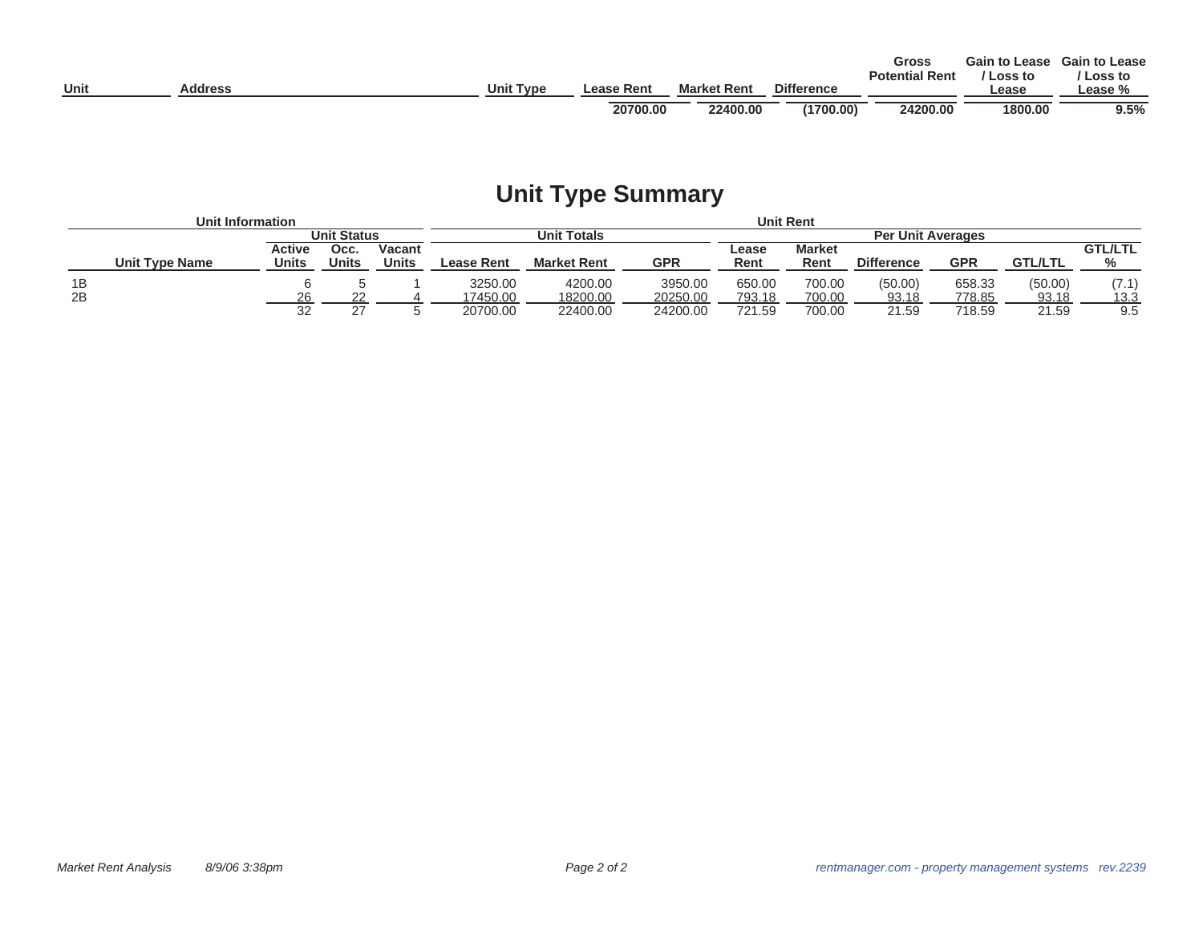| Unit | Address | Unit Type | Lease Rent | Market Rent | Difference | Gross Potential Rent | Gain to Lease / Loss to Lease | Gain to Lease / Loss to Lease % |
|---|---|---|---|---|---|---|---|---|
| | | | **20700.00** | **22400.00** | **(1700.00)** | **24200.00** | **1800.00** | **9.5%** |

# Unit Type Summary

| Unit Information | | | | Unit Rent | | | | | | | | |
|---|---|---|---|---|---|---|---|---|---|---|---|---|
| | Unit Status | | | Unit Totals | | | Per Unit Averages | | | | | |
| Unit Type Name | Active Units | Occ. Units | Vacant Units | Lease Rent | Market Rent | GPR | Lease Rent | Market Rent | Difference | GPR | GTL/LTL | GTL/LTL % |
| 1B | 6 | 5 | 1 | 3250.00 | 4200.00 | 3950.00 | 650.00 | 700.00 | (50.00) | 658.33 | (50.00) | (7.1) |
| 2B | 26 | 22 | 4 | 17450.00 | 18200.00 | 20250.00 | 793.18 | 700.00 | 93.18 | 778.85 | 93.18 | 13.3 |
| | 32 | 27 | 5 | 20700.00 | 22400.00 | 24200.00 | 721.59 | 700.00 | 21.59 | 718.59 | 21.59 | 9.5 |